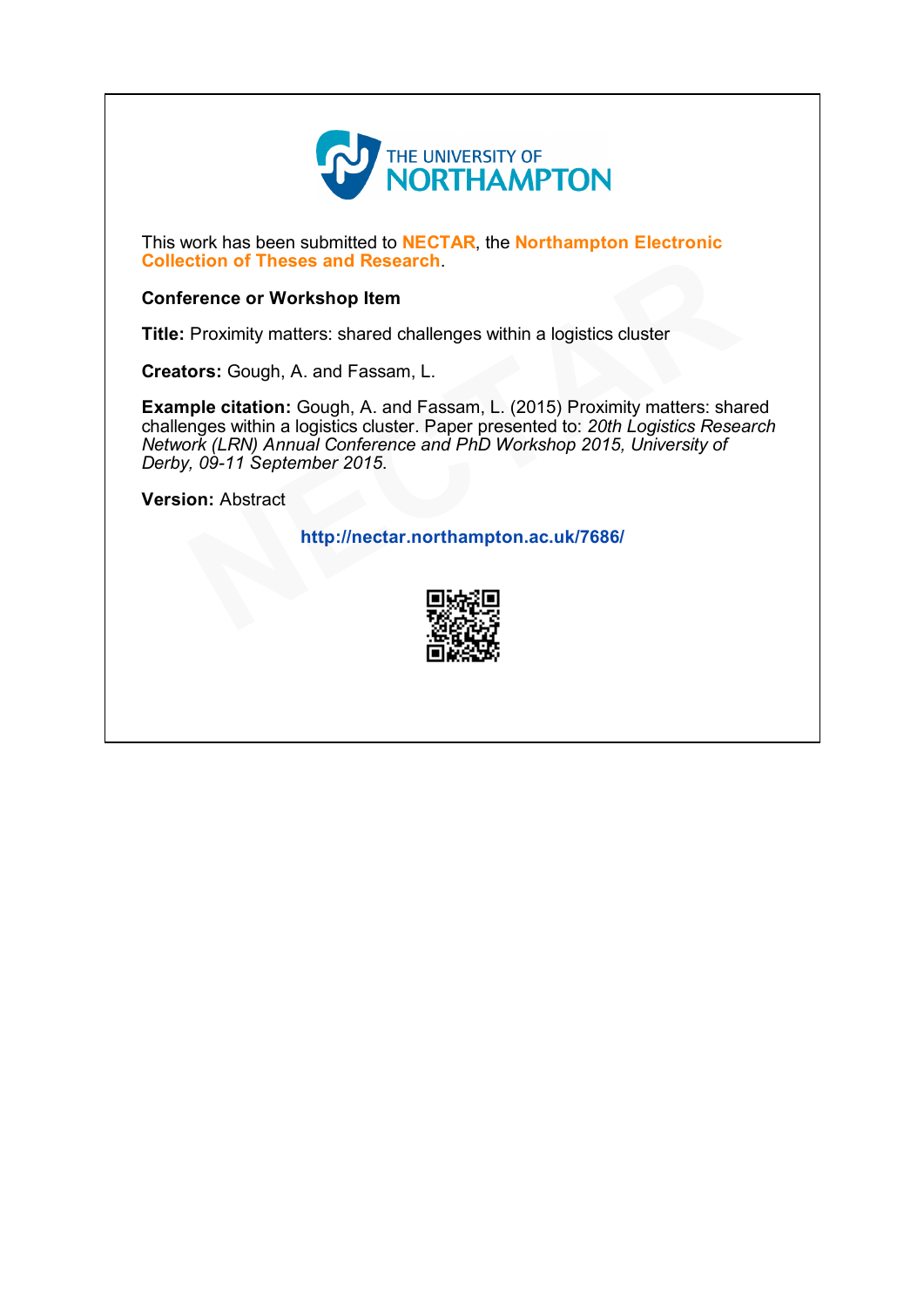THE UNIVERSITY OF
NORTHAMPTON

This work has been submitted to **NECTAR**, the **Northampton Electronic Collection of Theses and Research**.

**Conference or Workshop Item**

**Title:** Proximity matters: shared challenges within a logistics cluster

**Creators:** Gough, A. and Fassam, L.

**Example citation:** Gough, A. and Fassam, L. (2015) Proximity matters: shared challenges within a logistics cluster. Paper presented to: *20th Logistics Research Network (LRN) Annual Conference and PhD Workshop 2015, University of Derby, 09-11 September 2015*.

**Version:** Abstract

**http://nectar.northampton.ac.uk/7686/**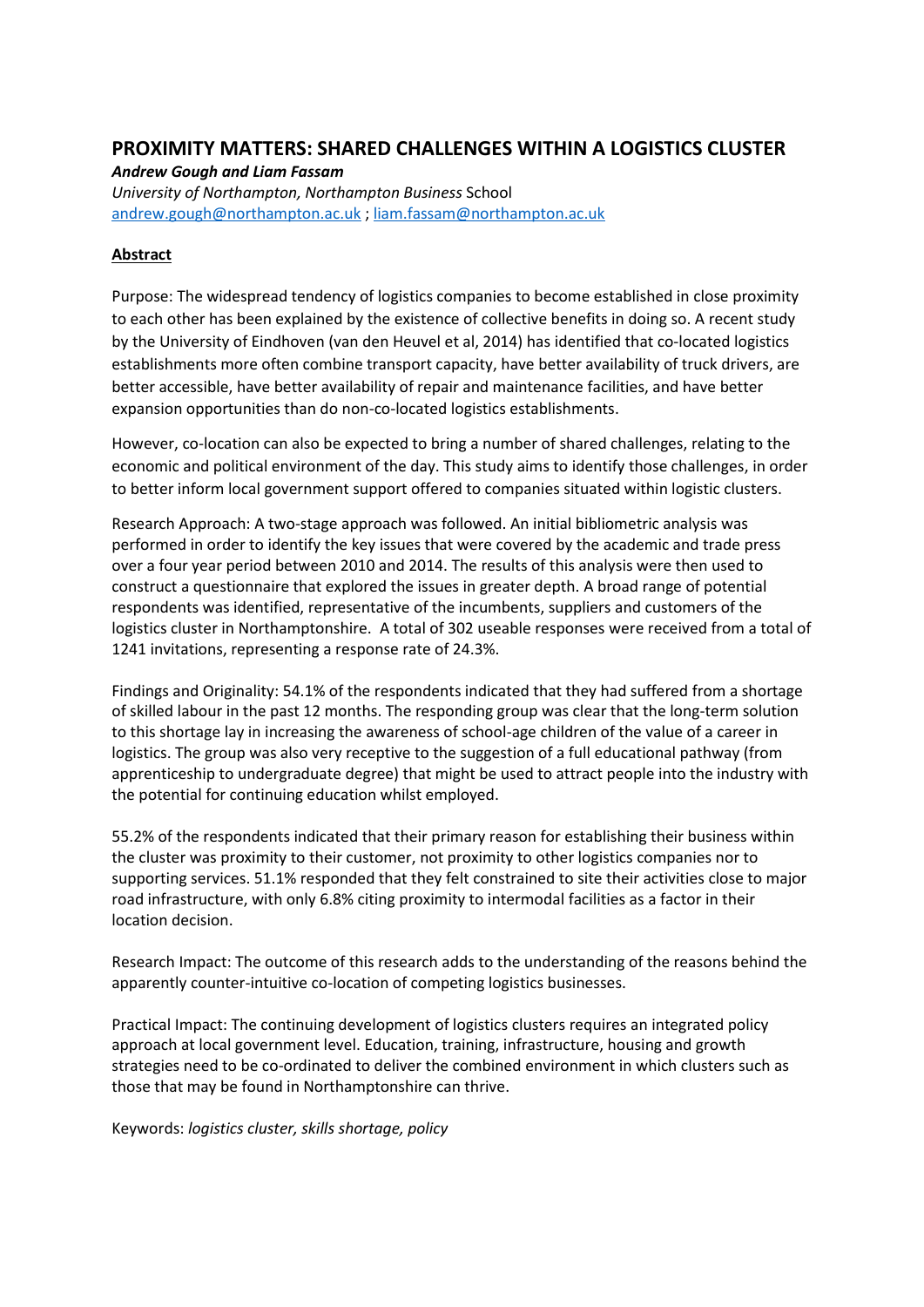# PROXIMITY MATTERS: SHARED CHALLENGES WITHIN A LOGISTICS CLUSTER

***Andrew Gough and Liam Fassam***

*University of Northampton, Northampton Business* School

andrew.gough@northampton.ac.uk ; liam.fassam@northampton.ac.uk

## Abstract

Purpose: The widespread tendency of logistics companies to become established in close proximity to each other has been explained by the existence of collective benefits in doing so. A recent study by the University of Eindhoven (van den Heuvel et al, 2014) has identified that co-located logistics establishments more often combine transport capacity, have better availability of truck drivers, are better accessible, have better availability of repair and maintenance facilities, and have better expansion opportunities than do non-co-located logistics establishments.

However, co-location can also be expected to bring a number of shared challenges, relating to the economic and political environment of the day. This study aims to identify those challenges, in order to better inform local government support offered to companies situated within logistic clusters.

Research Approach: A two-stage approach was followed. An initial bibliometric analysis was performed in order to identify the key issues that were covered by the academic and trade press over a four year period between 2010 and 2014. The results of this analysis were then used to construct a questionnaire that explored the issues in greater depth. A broad range of potential respondents was identified, representative of the incumbents, suppliers and customers of the logistics cluster in Northamptonshire. A total of 302 useable responses were received from a total of 1241 invitations, representing a response rate of 24.3%.

Findings and Originality: 54.1% of the respondents indicated that they had suffered from a shortage of skilled labour in the past 12 months. The responding group was clear that the long-term solution to this shortage lay in increasing the awareness of school-age children of the value of a career in logistics. The group was also very receptive to the suggestion of a full educational pathway (from apprenticeship to undergraduate degree) that might be used to attract people into the industry with the potential for continuing education whilst employed.

55.2% of the respondents indicated that their primary reason for establishing their business within the cluster was proximity to their customer, not proximity to other logistics companies nor to supporting services. 51.1% responded that they felt constrained to site their activities close to major road infrastructure, with only 6.8% citing proximity to intermodal facilities as a factor in their location decision.

Research Impact: The outcome of this research adds to the understanding of the reasons behind the apparently counter-intuitive co-location of competing logistics businesses.

Practical Impact: The continuing development of logistics clusters requires an integrated policy approach at local government level. Education, training, infrastructure, housing and growth strategies need to be co-ordinated to deliver the combined environment in which clusters such as those that may be found in Northamptonshire can thrive.

Keywords: *logistics cluster, skills shortage, policy*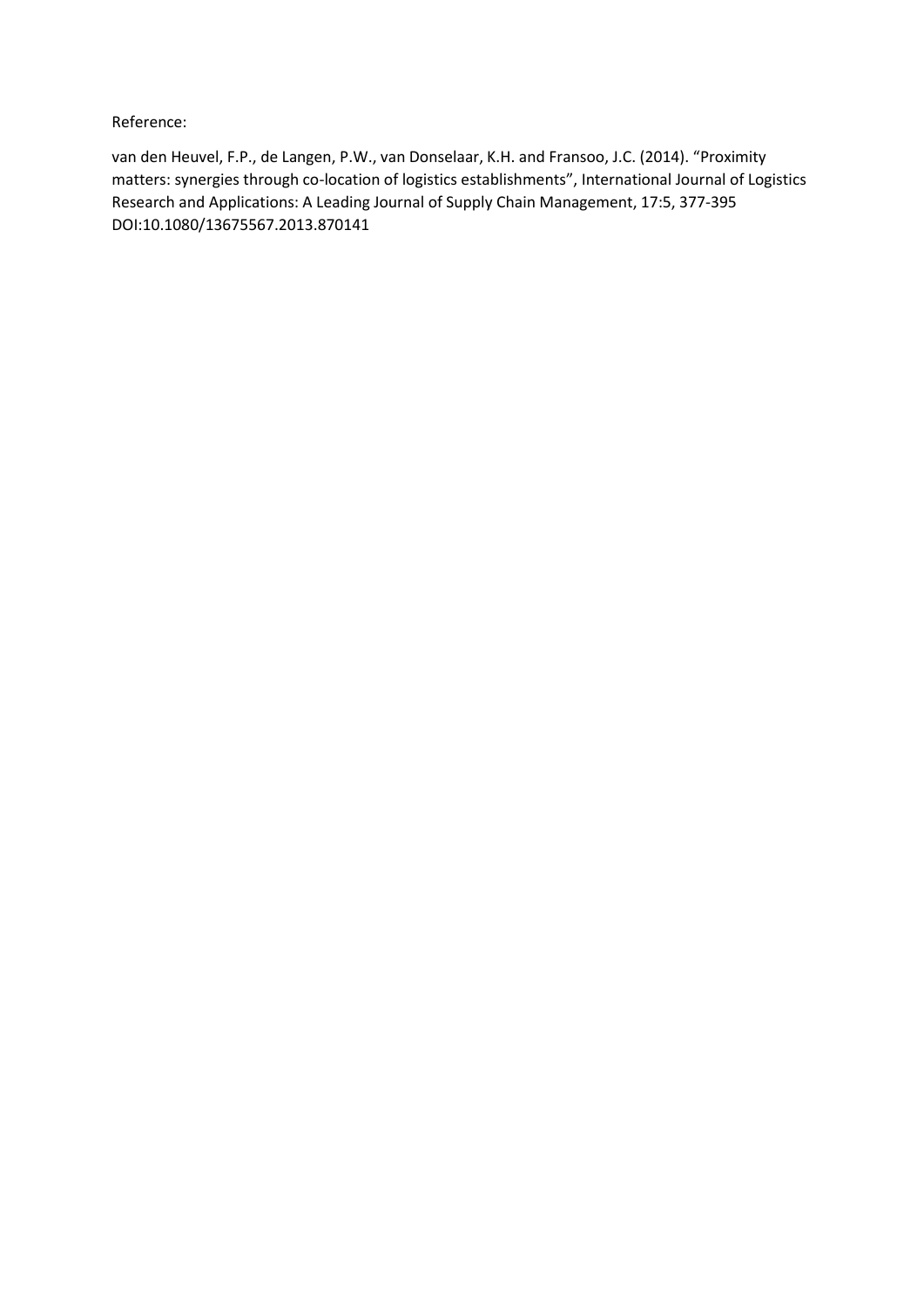Reference:

van den Heuvel, F.P., de Langen, P.W., van Donselaar, K.H. and Fransoo, J.C. (2014). "Proximity matters: synergies through co-location of logistics establishments", International Journal of Logistics Research and Applications: A Leading Journal of Supply Chain Management, 17:5, 377-395 DOI:10.1080/13675567.2013.870141